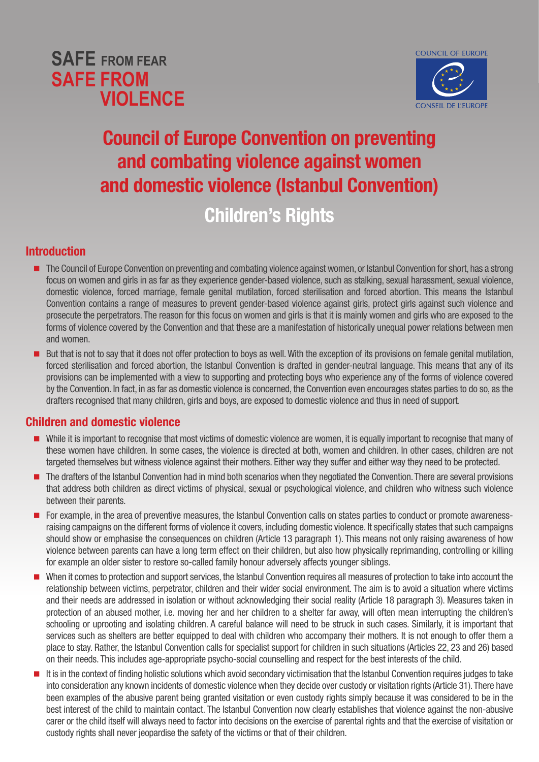**SAFE** FROM FEAR
**SAFE FROM VIOLENCE**

COUNCIL OF EUROPE
CONSEIL DE L'EUROPE

# Council of Europe Convention on preventing and combating violence against women and domestic violence (Istanbul Convention)

## Children's Rights

### Introduction

- The Council of Europe Convention on preventing and combating violence against women, or Istanbul Convention for short, has a strong focus on women and girls in as far as they experience gender-based violence, such as stalking, sexual harassment, sexual violence, domestic violence, forced marriage, female genital mutilation, forced sterilisation and forced abortion. This means the Istanbul Convention contains a range of measures to prevent gender-based violence against girls, protect girls against such violence and prosecute the perpetrators. The reason for this focus on women and girls is that it is mainly women and girls who are exposed to the forms of violence covered by the Convention and that these are a manifestation of historically unequal power relations between men and women.
- But that is not to say that it does not offer protection to boys as well. With the exception of its provisions on female genital mutilation, forced sterilisation and forced abortion, the Istanbul Convention is drafted in gender-neutral language. This means that any of its provisions can be implemented with a view to supporting and protecting boys who experience any of the forms of violence covered by the Convention. In fact, in as far as domestic violence is concerned, the Convention even encourages states parties to do so, as the drafters recognised that many children, girls and boys, are exposed to domestic violence and thus in need of support.

### Children and domestic violence

- While it is important to recognise that most victims of domestic violence are women, it is equally important to recognise that many of these women have children. In some cases, the violence is directed at both, women and children. In other cases, children are not targeted themselves but witness violence against their mothers. Either way they suffer and either way they need to be protected.
- The drafters of the Istanbul Convention had in mind both scenarios when they negotiated the Convention. There are several provisions that address both children as direct victims of physical, sexual or psychological violence, and children who witness such violence between their parents.
- For example, in the area of preventive measures, the Istanbul Convention calls on states parties to conduct or promote awareness-raising campaigns on the different forms of violence it covers, including domestic violence. It specifically states that such campaigns should show or emphasise the consequences on children (Article 13 paragraph 1). This means not only raising awareness of how violence between parents can have a long term effect on their children, but also how physically reprimanding, controlling or killing for example an older sister to restore so-called family honour adversely affects younger siblings.
- When it comes to protection and support services, the Istanbul Convention requires all measures of protection to take into account the relationship between victims, perpetrator, children and their wider social environment. The aim is to avoid a situation where victims and their needs are addressed in isolation or without acknowledging their social reality (Article 18 paragraph 3). Measures taken in protection of an abused mother, i.e. moving her and her children to a shelter far away, will often mean interrupting the children's schooling or uprooting and isolating children. A careful balance will need to be struck in such cases. Similarly, it is important that services such as shelters are better equipped to deal with children who accompany their mothers. It is not enough to offer them a place to stay. Rather, the Istanbul Convention calls for specialist support for children in such situations (Articles 22, 23 and 26) based on their needs. This includes age-appropriate psycho-social counselling and respect for the best interests of the child.
- It is in the context of finding holistic solutions which avoid secondary victimisation that the Istanbul Convention requires judges to take into consideration any known incidents of domestic violence when they decide over custody or visitation rights (Article 31). There have been examples of the abusive parent being granted visitation or even custody rights simply because it was considered to be in the best interest of the child to maintain contact. The Istanbul Convention now clearly establishes that violence against the non-abusive carer or the child itself will always need to factor into decisions on the exercise of parental rights and that the exercise of visitation or custody rights shall never jeopardise the safety of the victims or that of their children.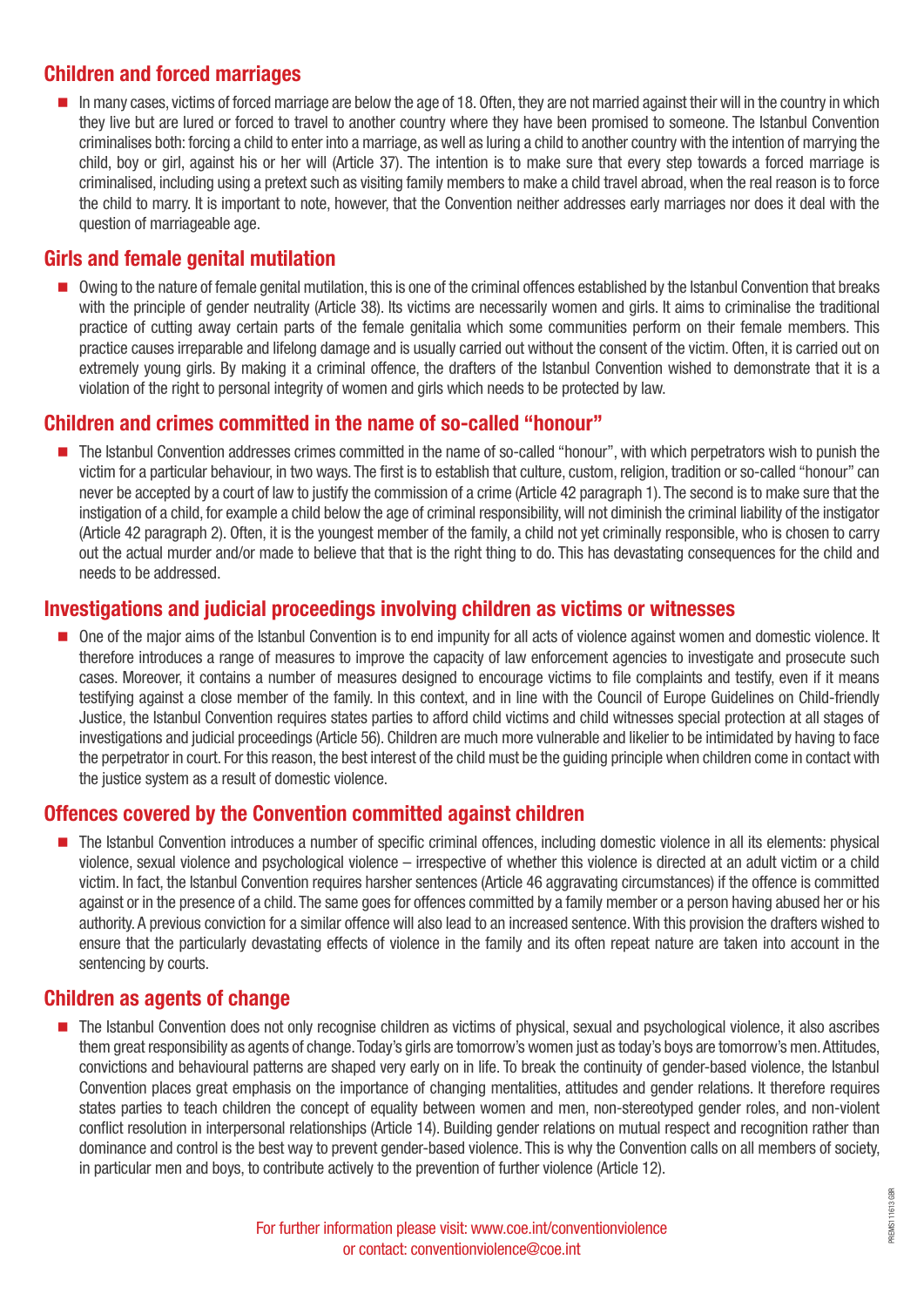## Children and forced marriages

- In many cases, victims of forced marriage are below the age of 18. Often, they are not married against their will in the country in which they live but are lured or forced to travel to another country where they have been promised to someone. The Istanbul Convention criminalises both: forcing a child to enter into a marriage, as well as luring a child to another country with the intention of marrying the child, boy or girl, against his or her will (Article 37). The intention is to make sure that every step towards a forced marriage is criminalised, including using a pretext such as visiting family members to make a child travel abroad, when the real reason is to force the child to marry. It is important to note, however, that the Convention neither addresses early marriages nor does it deal with the question of marriageable age.

## Girls and female genital mutilation

- Owing to the nature of female genital mutilation, this is one of the criminal offences established by the Istanbul Convention that breaks with the principle of gender neutrality (Article 38). Its victims are necessarily women and girls. It aims to criminalise the traditional practice of cutting away certain parts of the female genitalia which some communities perform on their female members. This practice causes irreparable and lifelong damage and is usually carried out without the consent of the victim. Often, it is carried out on extremely young girls. By making it a criminal offence, the drafters of the Istanbul Convention wished to demonstrate that it is a violation of the right to personal integrity of women and girls which needs to be protected by law.

## Children and crimes committed in the name of so-called "honour"

- The Istanbul Convention addresses crimes committed in the name of so-called "honour", with which perpetrators wish to punish the victim for a particular behaviour, in two ways. The first is to establish that culture, custom, religion, tradition or so-called "honour" can never be accepted by a court of law to justify the commission of a crime (Article 42 paragraph 1). The second is to make sure that the instigation of a child, for example a child below the age of criminal responsibility, will not diminish the criminal liability of the instigator (Article 42 paragraph 2). Often, it is the youngest member of the family, a child not yet criminally responsible, who is chosen to carry out the actual murder and/or made to believe that that is the right thing to do. This has devastating consequences for the child and needs to be addressed.

## Investigations and judicial proceedings involving children as victims or witnesses

- One of the major aims of the Istanbul Convention is to end impunity for all acts of violence against women and domestic violence. It therefore introduces a range of measures to improve the capacity of law enforcement agencies to investigate and prosecute such cases. Moreover, it contains a number of measures designed to encourage victims to file complaints and testify, even if it means testifying against a close member of the family. In this context, and in line with the Council of Europe Guidelines on Child-friendly Justice, the Istanbul Convention requires states parties to afford child victims and child witnesses special protection at all stages of investigations and judicial proceedings (Article 56). Children are much more vulnerable and likelier to be intimidated by having to face the perpetrator in court. For this reason, the best interest of the child must be the guiding principle when children come in contact with the justice system as a result of domestic violence.

## Offences covered by the Convention committed against children

- The Istanbul Convention introduces a number of specific criminal offences, including domestic violence in all its elements: physical violence, sexual violence and psychological violence – irrespective of whether this violence is directed at an adult victim or a child victim. In fact, the Istanbul Convention requires harsher sentences (Article 46 aggravating circumstances) if the offence is committed against or in the presence of a child. The same goes for offences committed by a family member or a person having abused her or his authority. A previous conviction for a similar offence will also lead to an increased sentence. With this provision the drafters wished to ensure that the particularly devastating effects of violence in the family and its often repeat nature are taken into account in the sentencing by courts.

## Children as agents of change

- The Istanbul Convention does not only recognise children as victims of physical, sexual and psychological violence, it also ascribes them great responsibility as agents of change. Today's girls are tomorrow's women just as today's boys are tomorrow's men. Attitudes, convictions and behavioural patterns are shaped very early on in life. To break the continuity of gender-based violence, the Istanbul Convention places great emphasis on the importance of changing mentalities, attitudes and gender relations. It therefore requires states parties to teach children the concept of equality between women and men, non-stereotyped gender roles, and non-violent conflict resolution in interpersonal relationships (Article 14). Building gender relations on mutual respect and recognition rather than dominance and control is the best way to prevent gender-based violence. This is why the Convention calls on all members of society, in particular men and boys, to contribute actively to the prevention of further violence (Article 12).

For further information please visit: www.coe.int/conventionviolence
or contact: conventionviolence@coe.int

PREMS 111613 GBR